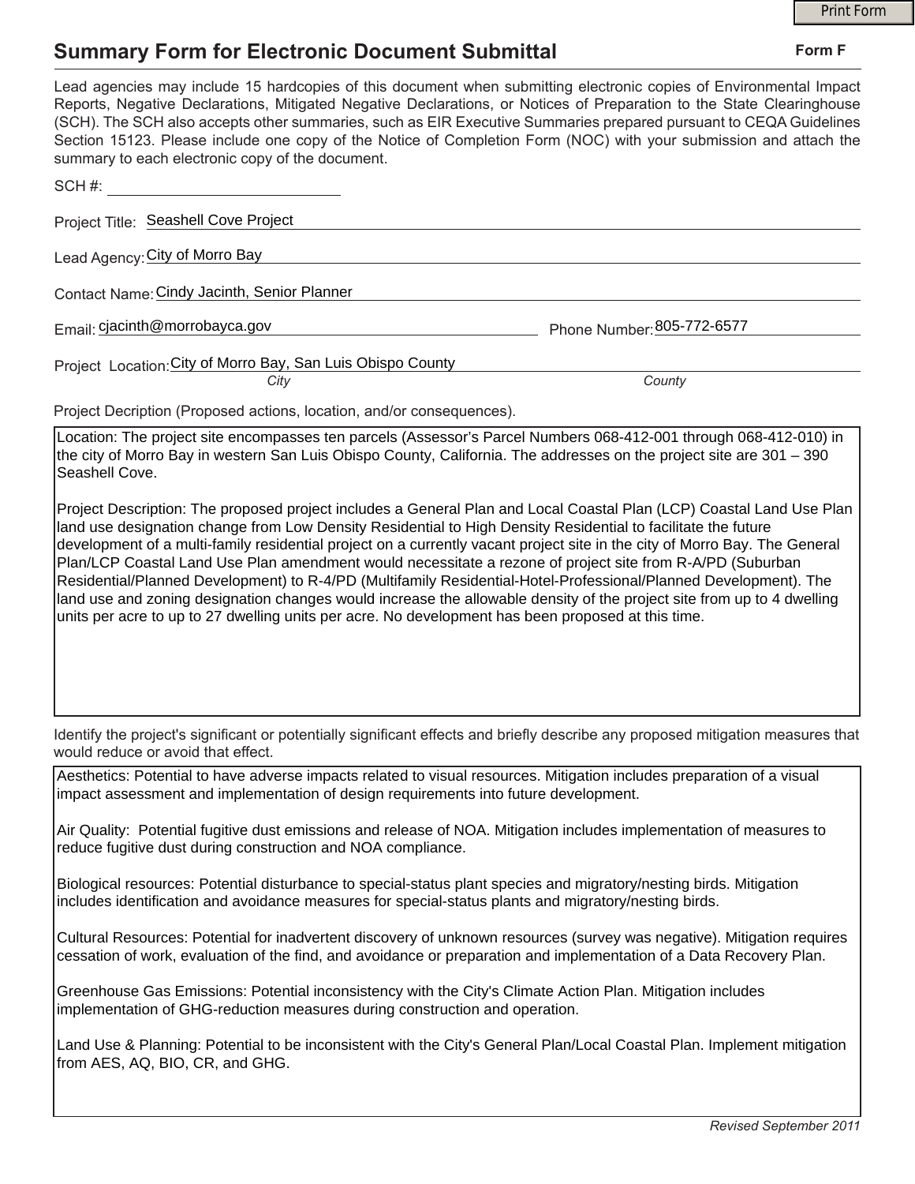# Summary Form for Electronic Document Submittal

**Form F**

Lead agencies may include 15 hardcopies of this document when submitting electronic copies of Environmental Impact Reports, Negative Declarations, Mitigated Negative Declarations, or Notices of Preparation to the State Clearinghouse (SCH). The SCH also accepts other summaries, such as EIR Executive Summaries prepared pursuant to CEQA Guidelines Section 15123. Please include one copy of the Notice of Completion Form (NOC) with your submission and attach the summary to each electronic copy of the document.

SCH #: ____________________

Project Title: Seashell Cove Project

Lead Agency: City of Morro Bay

Contact Name: Cindy Jacinth, Senior Planner

Email: cjacinth@morrobayca.gov    Phone Number: 805-772-6577

Project Location: City of Morro Bay, San Luis Obispo County
*City* *County*

Project Decription (Proposed actions, location, and/or consequences).

Location: The project site encompasses ten parcels (Assessor's Parcel Numbers 068-412-001 through 068-412-010) in the city of Morro Bay in western San Luis Obispo County, California. The addresses on the project site are 301 – 390 Seashell Cove.

Project Description: The proposed project includes a General Plan and Local Coastal Plan (LCP) Coastal Land Use Plan land use designation change from Low Density Residential to High Density Residential to facilitate the future development of a multi-family residential project on a currently vacant project site in the city of Morro Bay. The General Plan/LCP Coastal Land Use Plan amendment would necessitate a rezone of project site from R-A/PD (Suburban Residential/Planned Development) to R-4/PD (Multifamily Residential-Hotel-Professional/Planned Development). The land use and zoning designation changes would increase the allowable density of the project site from up to 4 dwelling units per acre to up to 27 dwelling units per acre. No development has been proposed at this time.

Identify the project's significant or potentially significant effects and briefly describe any proposed mitigation measures that would reduce or avoid that effect.

Aesthetics: Potential to have adverse impacts related to visual resources. Mitigation includes preparation of a visual impact assessment and implementation of design requirements into future development.

Air Quality: Potential fugitive dust emissions and release of NOA. Mitigation includes implementation of measures to reduce fugitive dust during construction and NOA compliance.

Biological resources: Potential disturbance to special-status plant species and migratory/nesting birds. Mitigation includes identification and avoidance measures for special-status plants and migratory/nesting birds.

Cultural Resources: Potential for inadvertent discovery of unknown resources (survey was negative). Mitigation requires cessation of work, evaluation of the find, and avoidance or preparation and implementation of a Data Recovery Plan.

Greenhouse Gas Emissions: Potential inconsistency with the City's Climate Action Plan. Mitigation includes implementation of GHG-reduction measures during construction and operation.

Land Use & Planning: Potential to be inconsistent with the City's General Plan/Local Coastal Plan. Implement mitigation from AES, AQ, BIO, CR, and GHG.

*Revised September 2011*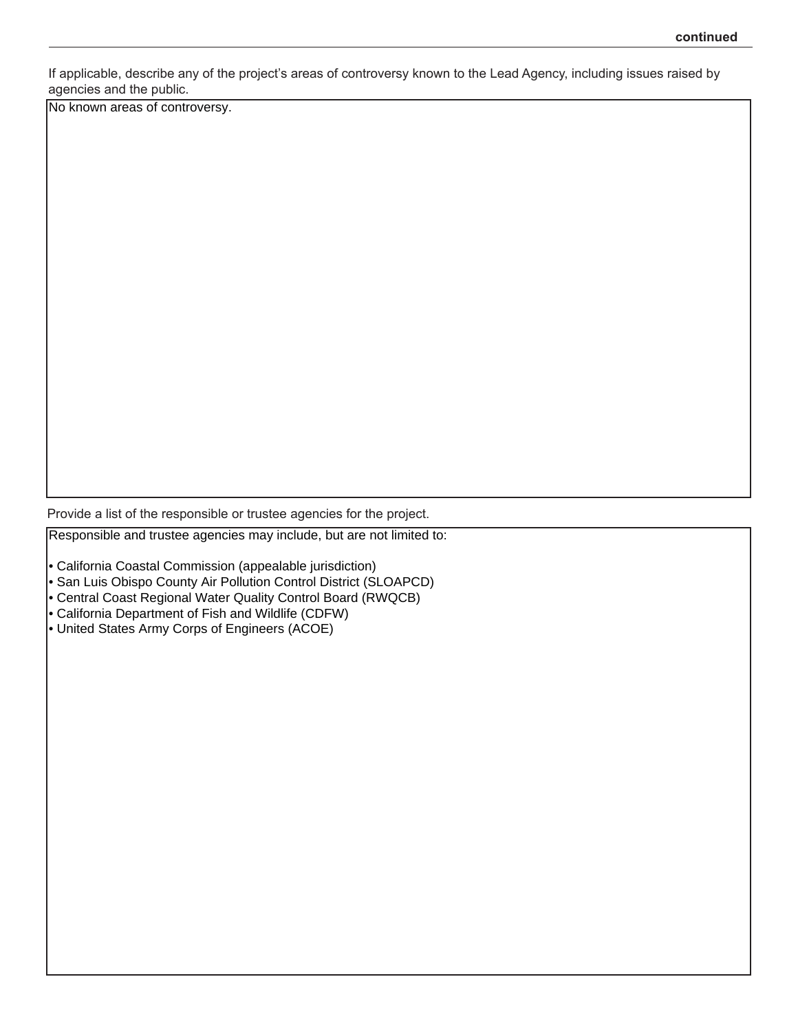If applicable, describe any of the project's areas of controversy known to the Lead Agency, including issues raised by agencies and the public.

No known areas of controversy.

Provide a list of the responsible or trustee agencies for the project.

Responsible and trustee agencies may include, but are not limited to:

- California Coastal Commission (appealable jurisdiction)
- San Luis Obispo County Air Pollution Control District (SLOAPCD)
- Central Coast Regional Water Quality Control Board (RWQCB)
- California Department of Fish and Wildlife (CDFW)
- United States Army Corps of Engineers (ACOE)